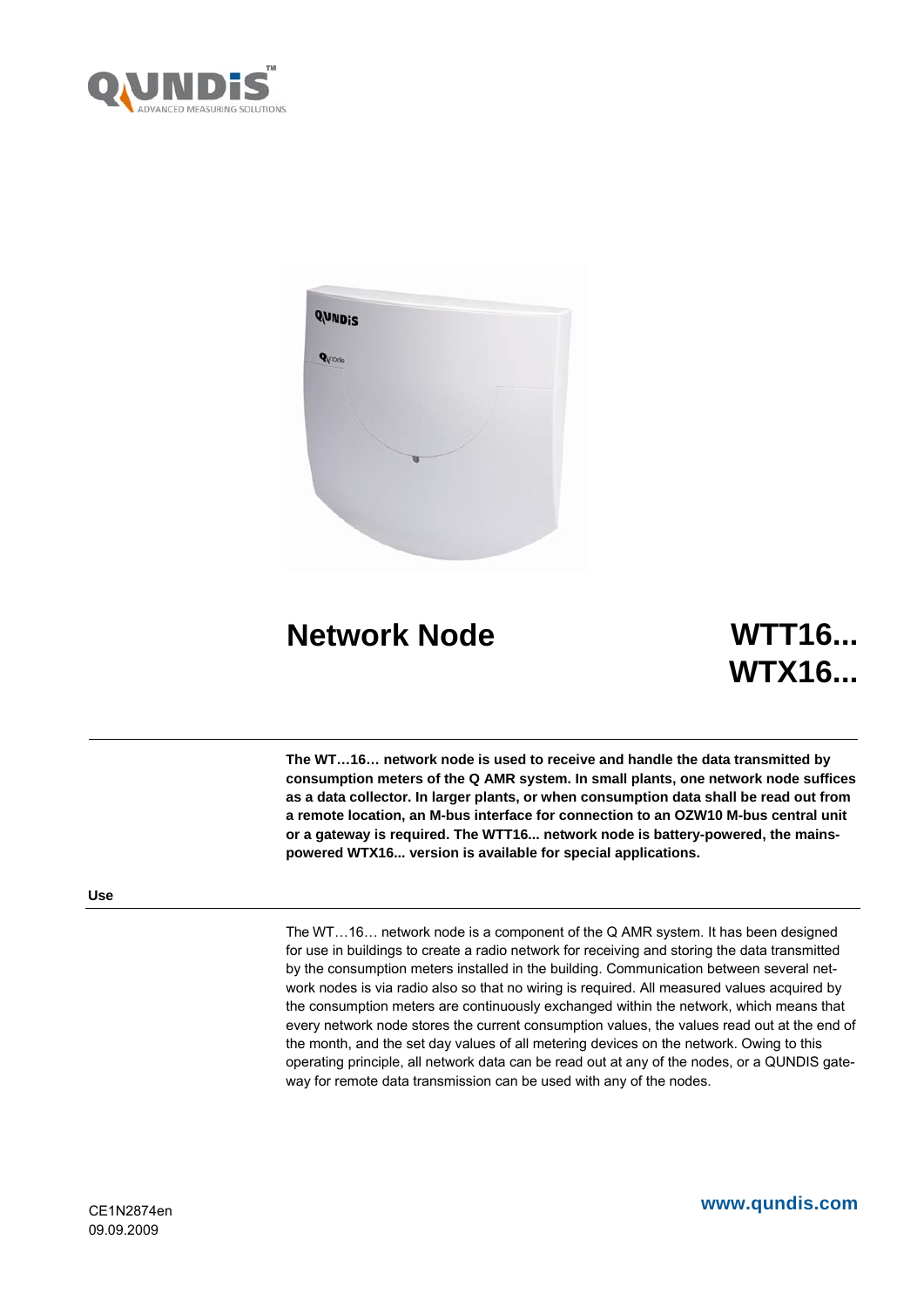# Network Node

# WTT16...
# WTX16...

**The WT…16… network node is used to receive and handle the data transmitted by consumption meters of the Q AMR system. In small plants, one network node suffices as a data collector. In larger plants, or when consumption data shall be read out from a remote location, an M-bus interface for connection to an OZW10 M-bus central unit or a gateway is required. The WTT16... network node is battery-powered, the mains-powered WTX16... version is available for special applications.**

## Use

The WT…16… network node is a component of the Q AMR system. It has been designed for use in buildings to create a radio network for receiving and storing the data transmitted by the consumption meters installed in the building. Communication between several network nodes is via radio also so that no wiring is required. All measured values acquired by the consumption meters are continuously exchanged within the network, which means that every network node stores the current consumption values, the values read out at the end of the month, and the set day values of all metering devices on the network. Owing to this operating principle, all network data can be read out at any of the nodes, or a QUNDIS gateway for remote data transmission can be used with any of the nodes.

CE1N2874en
09.09.2009

www.qundis.com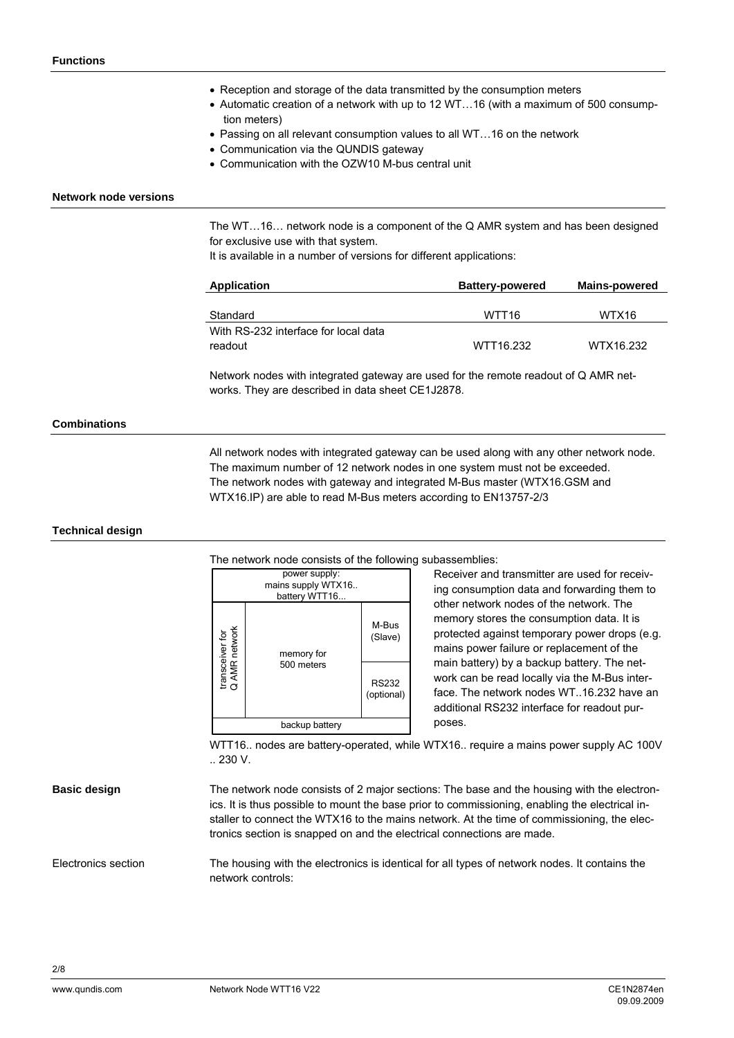## Functions

- Reception and storage of the data transmitted by the consumption meters
- Automatic creation of a network with up to 12 WT…16 (with a maximum of 500 consumption meters)
- Passing on all relevant consumption values to all WT…16 on the network
- Communication via the QUNDIS gateway
- Communication with the OZW10 M-bus central unit

## Network node versions

The WT…16… network node is a component of the Q AMR system and has been designed for exclusive use with that system.
It is available in a number of versions for different applications:

| Application | Battery-powered | Mains-powered |
|---|---|---|
| Standard | WTT16 | WTX16 |
| With RS-232 interface for local data readout | WTT16.232 | WTX16.232 |

Network nodes with integrated gateway are used for the remote readout of Q AMR networks. They are described in data sheet CE1J2878.

## Combinations

All network nodes with integrated gateway can be used along with any other network node. The maximum number of 12 network nodes in one system must not be exceeded.
The network nodes with gateway and integrated M-Bus master (WTX16.GSM and WTX16.IP) are able to read M-Bus meters according to EN13757-2/3

## Technical design

The network node consists of the following subassemblies:

| power supply: mains supply WTX16.. battery WTT16... | | |
|---|---|---|
| transceiver for Q AMR network | memory for 500 meters | M-Bus (Slave) |
| | | RS232 (optional) |
| backup battery | | |

Receiver and transmitter are used for receiving consumption data and forwarding them to other network nodes of the network. The memory stores the consumption data. It is protected against temporary power drops (e.g. mains power failure or replacement of the main battery) by a backup battery. The network can be read locally via the M-Bus interface. The network nodes WT..16.232 have an additional RS232 interface for readout purposes.

WTT16.. nodes are battery-operated, while WTX16.. require a mains power supply AC 100V .. 230 V.

### Basic design

The network node consists of 2 major sections: The base and the housing with the electronics. It is thus possible to mount the base prior to commissioning, enabling the electrical installer to connect the WTX16 to the mains network. At the time of commissioning, the electronics section is snapped on and the electrical connections are made.

#### Electronics section

The housing with the electronics is identical for all types of network nodes. It contains the network controls: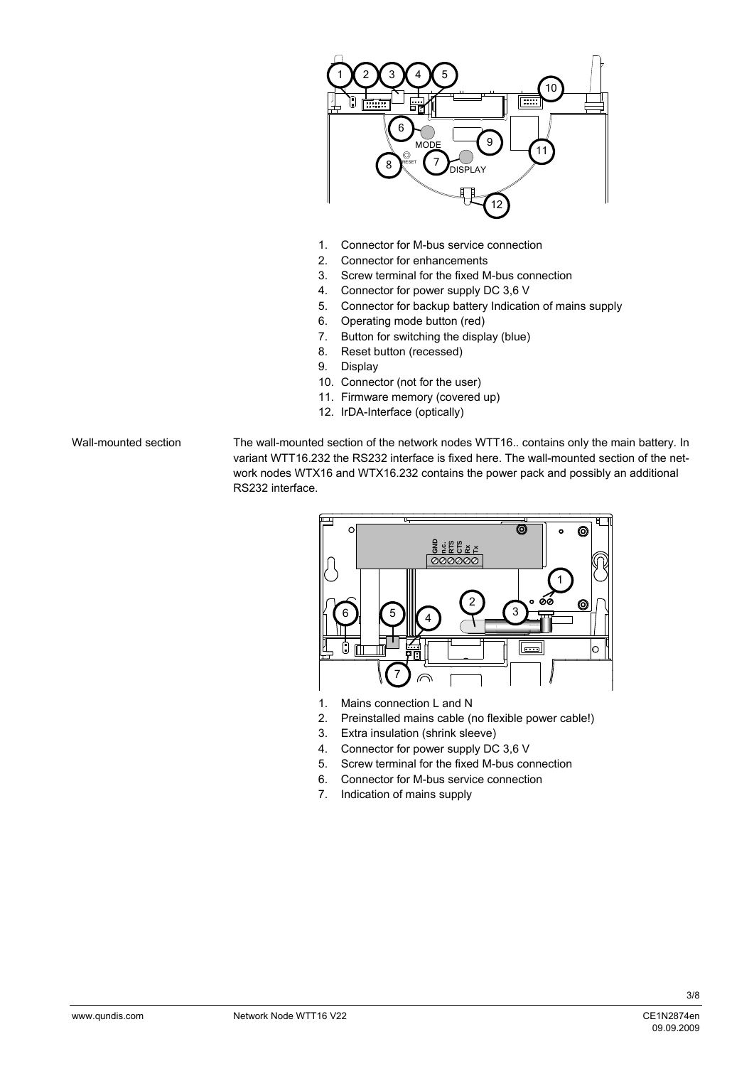1. Connector for M-bus service connection
2. Connector for enhancements
3. Screw terminal for the fixed M-bus connection
4. Connector for power supply DC 3,6 V
5. Connector for backup battery Indication of mains supply
6. Operating mode button (red)
7. Button for switching the display (blue)
8. Reset button (recessed)
9. Display
10. Connector (not for the user)
11. Firmware memory (covered up)
12. IrDA-Interface (optically)

Wall-mounted section

The wall-mounted section of the network nodes WTT16.. contains only the main battery. In variant WTT16.232 the RS232 interface is fixed here. The wall-mounted section of the network nodes WTX16 and WTX16.232 contains the power pack and possibly an additional RS232 interface.

1. Mains connection L and N
2. Preinstalled mains cable (no flexible power cable!)
3. Extra insulation (shrink sleeve)
4. Connector for power supply DC 3,6 V
5. Screw terminal for the fixed M-bus connection
6. Connector for M-bus service connection
7. Indication of mains supply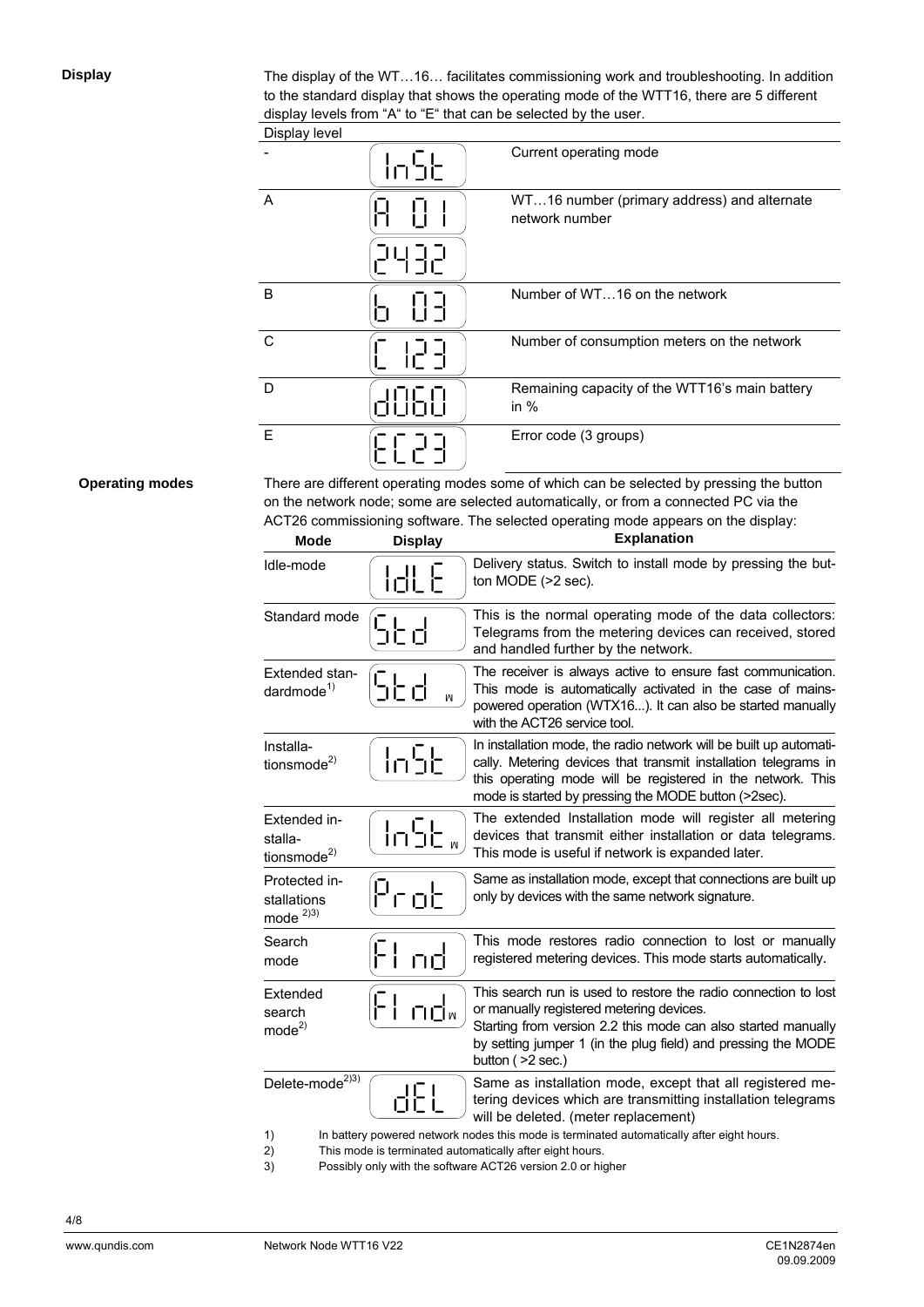## Display

The display of the WT…16… facilitates commissioning work and troubleshooting. In addition to the standard display that shows the operating mode of the WTT16, there are 5 different display levels from "A" to "E" that can be selected by the user.

| Display level | | |
|---|---|---|
| - | InSt | Current operating mode |
| A | A 01<br>2432 | WT…16 number (primary address) and alternate network number |
| B | b 03 | Number of WT…16 on the network |
| C | C 123 | Number of consumption meters on the network |
| D | d060 | Remaining capacity of the WTT16's main battery in % |
| E | EC23 | Error code (3 groups) |

## Operating modes

There are different operating modes some of which can be selected by pressing the button on the network node; some are selected automatically, or from a connected PC via the ACT26 commissioning software. The selected operating mode appears on the display:

| Mode | Display | Explanation |
|---|---|---|
| Idle-mode | IdLE | Delivery status. Switch to install mode by pressing the button MODE (>2 sec). |
| Standard mode | Std | This is the normal operating mode of the data collectors: Telegrams from the metering devices can received, stored and handled further by the network. |
| Extended standardmode[1] | Std M | The receiver is always active to ensure fast communication. This mode is automatically activated in the case of mains-powered operation (WTX16...). It can also be started manually with the ACT26 service tool. |
| Installationsmode[2] | InSt | In installation mode, the radio network will be built up automatically. Metering devices that transmit installation telegrams in this operating mode will be registered in the network. This mode is started by pressing the MODE button (>2sec). |
| Extended installationsmode[2] | InSt M | The extended Installation mode will register all metering devices that transmit either installation or data telegrams. This mode is useful if network is expanded later. |
| Protected installations mode [2)3)] | Prot | Same as installation mode, except that connections are built up only by devices with the same network signature. |
| Search mode | FInd | This mode restores radio connection to lost or manually registered metering devices. This mode starts automatically. |
| Extended search mode[2] | FInd M | This search run is used to restore the radio connection to lost or manually registered metering devices.<br>Starting from version 2.2 this mode can also started manually by setting jumper 1 (in the plug field) and pressing the MODE button ( >2 sec.) |
| Delete-mode[2)3)] | dEL | Same as installation mode, except that all registered metering devices which are transmitting installation telegrams will be deleted. (meter replacement) |

1) In battery powered network nodes this mode is terminated automatically after eight hours.
2) This mode is terminated automatically after eight hours.
3) Possibly only with the software ACT26 version 2.0 or higher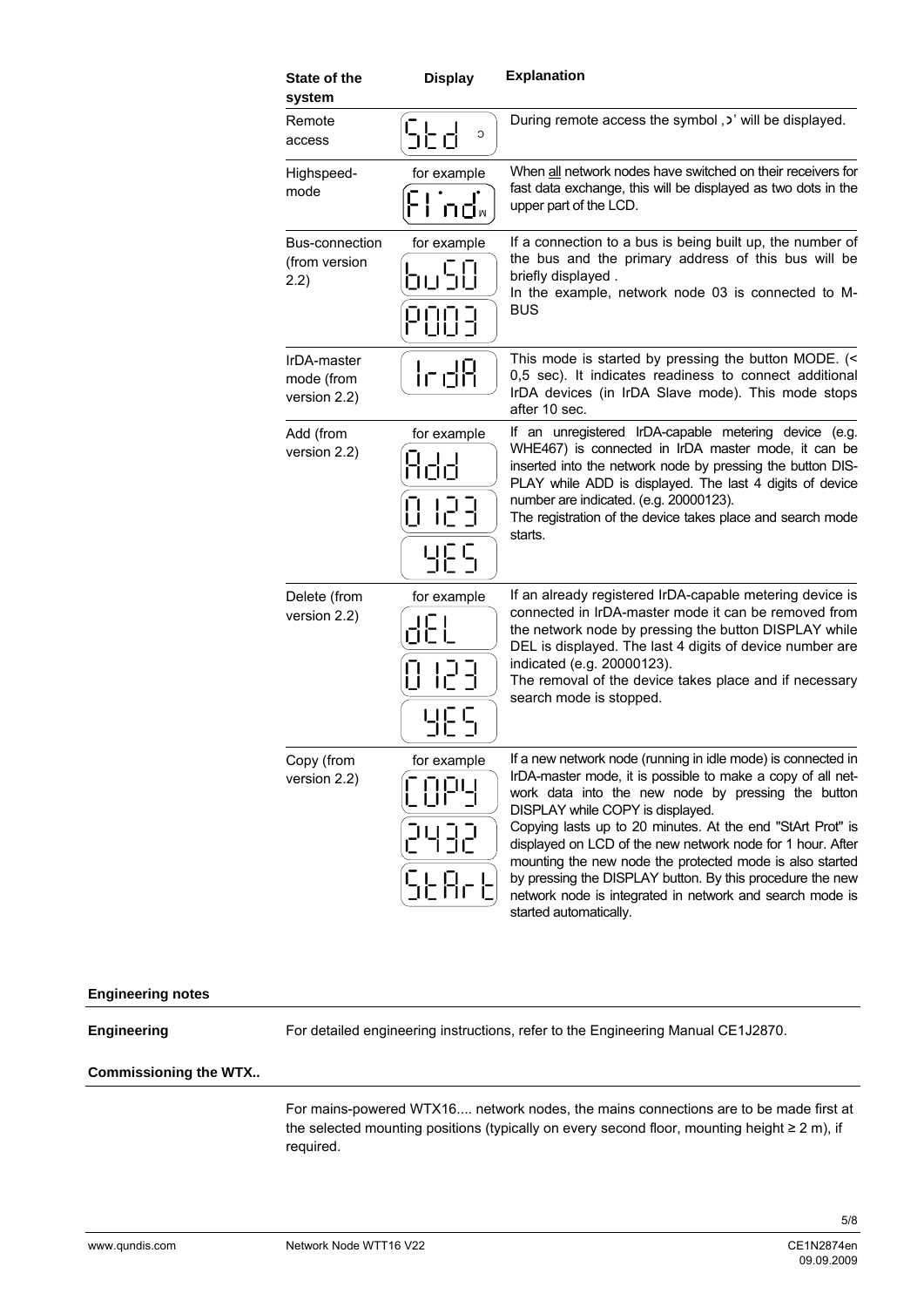| State of the system | Display | Explanation |
|---|---|---|
| Remote access | Std ͻ | During remote access the symbol ‚ͻ' will be displayed. |
| Highspeed-mode | for example<br>Find | When all network nodes have switched on their receivers for fast data exchange, this will be displayed as two dots in the upper part of the LCD. |
| Bus-connection (from version 2.2) | for example<br>bu50<br>P003 | If a connection to a bus is being built up, the number of the bus and the primary address of this bus will be briefly displayed .<br>In the example, network node 03 is connected to M-BUS |
| IrDA-master mode (from version 2.2) | IrdA | This mode is started by pressing the button MODE. (< 0,5 sec). It indicates readiness to connect additional IrDA devices (in IrDA Slave mode). This mode stops after 10 sec. |
| Add (from version 2.2) | for example<br>Add<br>0123<br>YES | If an unregistered IrDA-capable metering device (e.g. WHE467) is connected in IrDA master mode, it can be inserted into the network node by pressing the button DISPLAY while ADD is displayed. The last 4 digits of device number are indicated. (e.g. 20000123).<br>The registration of the device takes place and search mode starts. |
| Delete (from version 2.2) | for example<br>dEL<br>0123<br>YES | If an already registered IrDA-capable metering device is connected in IrDA-master mode it can be removed from the network node by pressing the button DISPLAY while DEL is displayed. The last 4 digits of device number are indicated (e.g. 20000123).<br>The removal of the device takes place and if necessary search mode is stopped. |
| Copy (from version 2.2) | for example<br>COPY<br>2432<br>StArt | If a new network node (running in idle mode) is connected in IrDA-master mode, it is possible to make a copy of all network data into the new node by pressing the button DISPLAY while COPY is displayed.<br>Copying lasts up to 20 minutes. At the end "StArt Prot" is displayed on LCD of the new network node for 1 hour. After mounting the new node the protected mode is also started by pressing the DISPLAY button. By this procedure the new network node is integrated in network and search mode is started automatically. |

## Engineering notes

**Engineering**

For detailed engineering instructions, refer to the Engineering Manual CE1J2870.

## Commissioning the WTX..

For mains-powered WTX16.... network nodes, the mains connections are to be made first at the selected mounting positions (typically on every second floor, mounting height ≥ 2 m), if required.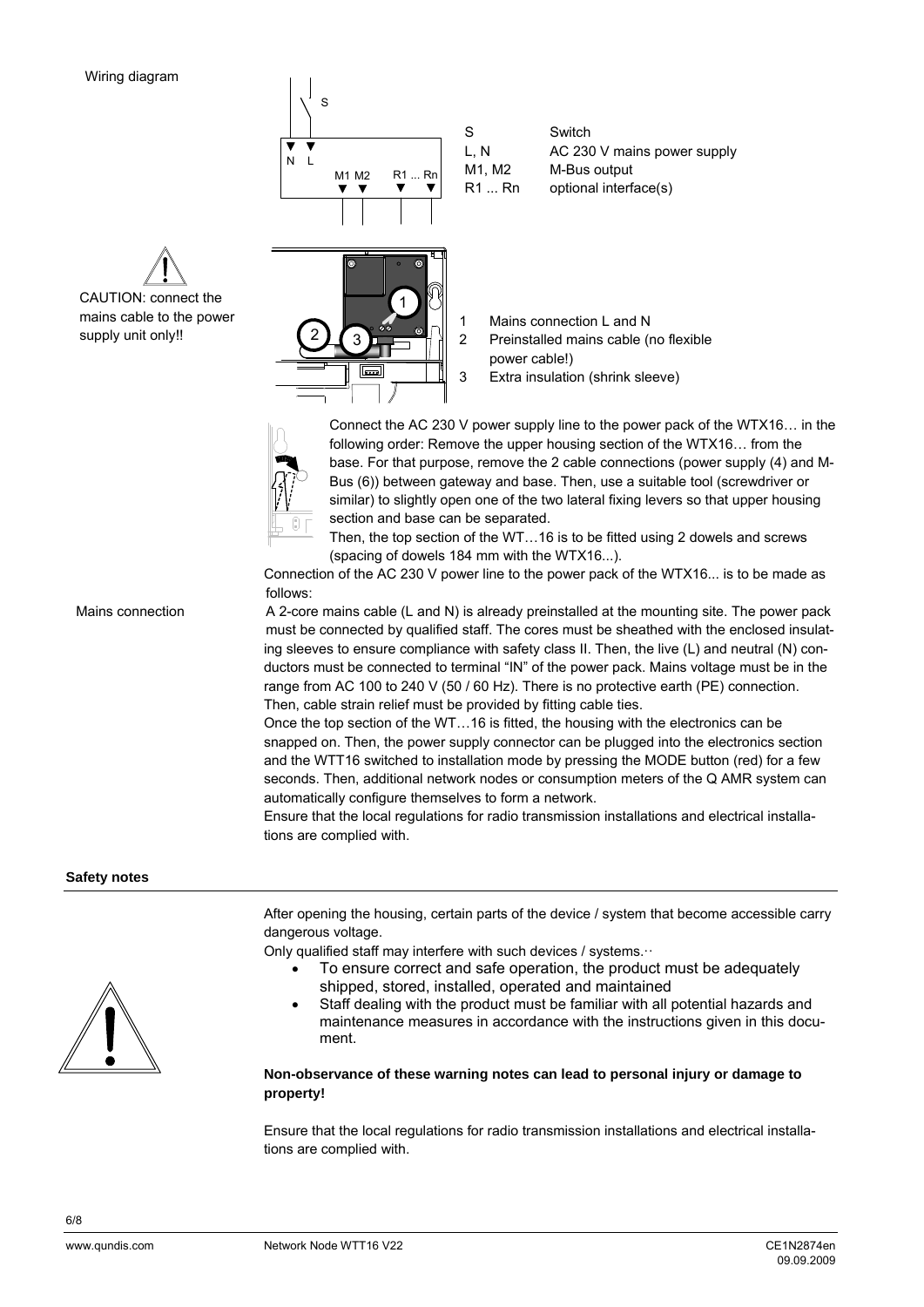Wiring diagram

| | |
|---|---|
| S | Switch |
| L, N | AC 230 V mains power supply |
| M1, M2 | M-Bus output |
| R1 ... Rn | optional interface(s) |

CAUTION: connect the mains cable to the power supply unit only!!

1. Mains connection L and N
2. Preinstalled mains cable (no flexible power cable!)
3. Extra insulation (shrink sleeve)

Connect the AC 230 V power supply line to the power pack of the WTX16… in the following order: Remove the upper housing section of the WTX16… from the base. For that purpose, remove the 2 cable connections (power supply (4) and M-Bus (6)) between gateway and base. Then, use a suitable tool (screwdriver or similar) to slightly open one of the two lateral fixing levers so that upper housing section and base can be separated.

Then, the top section of the WT…16 is to be fitted using 2 dowels and screws (spacing of dowels 184 mm with the WTX16...).

Connection of the AC 230 V power line to the power pack of the WTX16... is to be made as follows:

Mains connection

A 2-core mains cable (L and N) is already preinstalled at the mounting site. The power pack must be connected by qualified staff. The cores must be sheathed with the enclosed insulating sleeves to ensure compliance with safety class II. Then, the live (L) and neutral (N) conductors must be connected to terminal "IN" of the power pack. Mains voltage must be in the range from AC 100 to 240 V (50 / 60 Hz). There is no protective earth (PE) connection.
Then, cable strain relief must be provided by fitting cable ties.

Once the top section of the WT…16 is fitted, the housing with the electronics can be snapped on. Then, the power supply connector can be plugged into the electronics section and the WTT16 switched to installation mode by pressing the MODE button (red) for a few seconds. Then, additional network nodes or consumption meters of the Q AMR system can automatically configure themselves to form a network.

Ensure that the local regulations for radio transmission installations and electrical installations are complied with.

## Safety notes

After opening the housing, certain parts of the device / system that become accessible carry dangerous voltage.

Only qualified staff may interfere with such devices / systems.

- To ensure correct and safe operation, the product must be adequately shipped, stored, installed, operated and maintained
- Staff dealing with the product must be familiar with all potential hazards and maintenance measures in accordance with the instructions given in this document.

**Non-observance of these warning notes can lead to personal injury or damage to property!**

Ensure that the local regulations for radio transmission installations and electrical installations are complied with.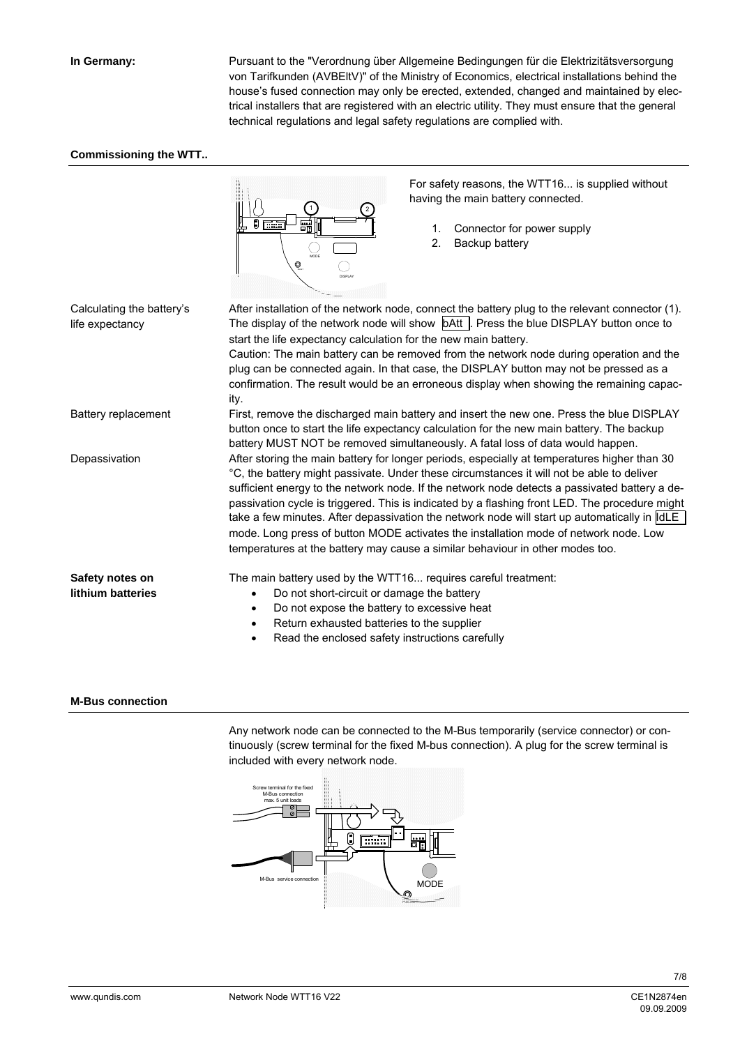**In Germany:**

Pursuant to the "Verordnung über Allgemeine Bedingungen für die Elektrizitätsversorgung von Tarifkunden (AVBEltV)" of the Ministry of Economics, electrical installations behind the house's fused connection may only be erected, extended, changed and maintained by electrical installers that are registered with an electric utility. They must ensure that the general technical regulations and legal safety regulations are complied with.

## Commissioning the WTT..

For safety reasons, the WTT16... is supplied without having the main battery connected.

1. Connector for power supply
2. Backup battery

**Calculating the battery's life expectancy**

After installation of the network node, connect the battery plug to the relevant connector (1). The display of the network node will show bAtt. Press the blue DISPLAY button once to start the life expectancy calculation for the new main battery.
Caution: The main battery can be removed from the network node during operation and the plug can be connected again. In that case, the DISPLAY button may not be pressed as a confirmation. The result would be an erroneous display when showing the remaining capacity.

**Battery replacement**

First, remove the discharged main battery and insert the new one. Press the blue DISPLAY button once to start the life expectancy calculation for the new main battery. The backup battery MUST NOT be removed simultaneously. A fatal loss of data would happen.

**Depassivation**

After storing the main battery for longer periods, especially at temperatures higher than 30 °C, the battery might passivate. Under these circumstances it will not be able to deliver sufficient energy to the network node. If the network node detects a passivated battery a depassivation cycle is triggered. This is indicated by a flashing front LED. The procedure might take a few minutes. After depassivation the network node will start up automatically in IdLE mode. Long press of button MODE activates the installation mode of network node. Low temperatures at the battery may cause a similar behaviour in other modes too.

**Safety notes on lithium batteries**

The main battery used by the WTT16... requires careful treatment:

- Do not short-circuit or damage the battery
- Do not expose the battery to excessive heat
- Return exhausted batteries to the supplier
- Read the enclosed safety instructions carefully

## M-Bus connection

Any network node can be connected to the M-Bus temporarily (service connector) or continuously (screw terminal for the fixed M-bus connection). A plug for the screw terminal is included with every network node.

Screw terminal for the fixed M-Bus connection max. 5 unit loads

M-Bus service connection

MODE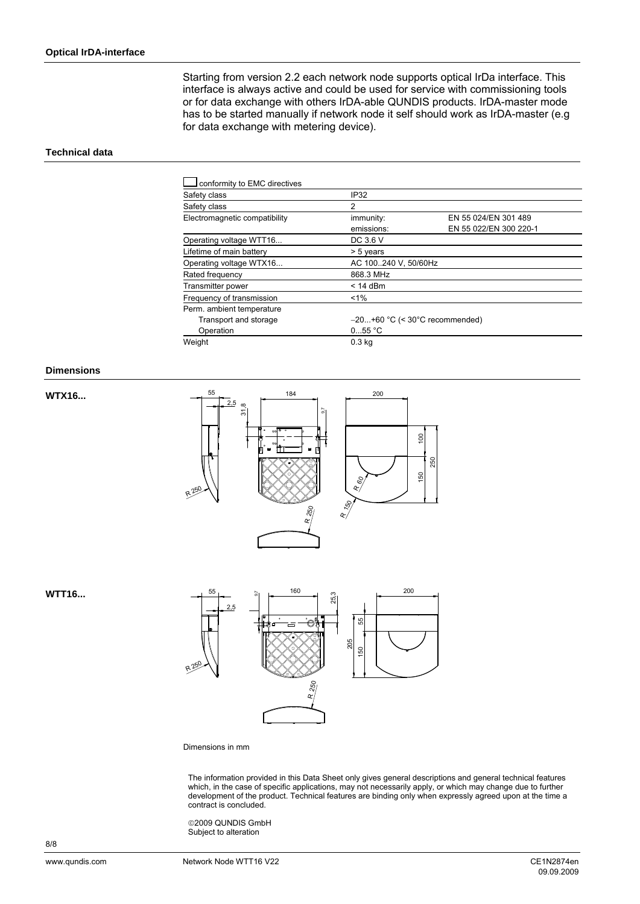## Optical IrDA-interface

Starting from version 2.2 each network node supports optical IrDa interface. This interface is always active and could be used for service with commissioning tools or for data exchange with others IrDA-able QUNDIS products. IrDA-master mode has to be started manually if network node it self should work as IrDA-master (e.g for data exchange with metering device).

## Technical data

| | | |
|---|---|---|
| conformity to EMC directives | | |
| Safety class | IP32 | |
| Safety class | 2 | |
| Electromagnetic compatibility | immunity:<br>emissions: | EN 55 024/EN 301 489<br>EN 55 022/EN 300 220-1 |
| Operating voltage WTT16... | DC 3.6 V | |
| Lifetime of main battery | > 5 years | |
| Operating voltage WTX16... | AC 100..240 V, 50/60Hz | |
| Rated frequency | 868.3 MHz | |
| Transmitter power | < 14 dBm | |
| Frequency of transmission | <1% | |
| Perm. ambient temperature | | |
| Transport and storage | −20...+60 °C (< 30°C recommended) | |
| Operation | 0...55 °C | |
| Weight | 0.3 kg | |

## Dimensions

**WTX16...**

55
2,5
31,8
184
9,7
200
100
250
150
R 250
R 250
R 60
R 150

**WTT16...**

55
2,5
9,7
160
25,3
200
55
205
150
R 250
R 250

Dimensions in mm

The information provided in this Data Sheet only gives general descriptions and general technical features which, in the case of specific applications, may not necessarily apply, or which may change due to further development of the product. Technical features are binding only when expressly agreed upon at the time a contract is concluded.

©2009 QUNDIS GmbH
Subject to alteration